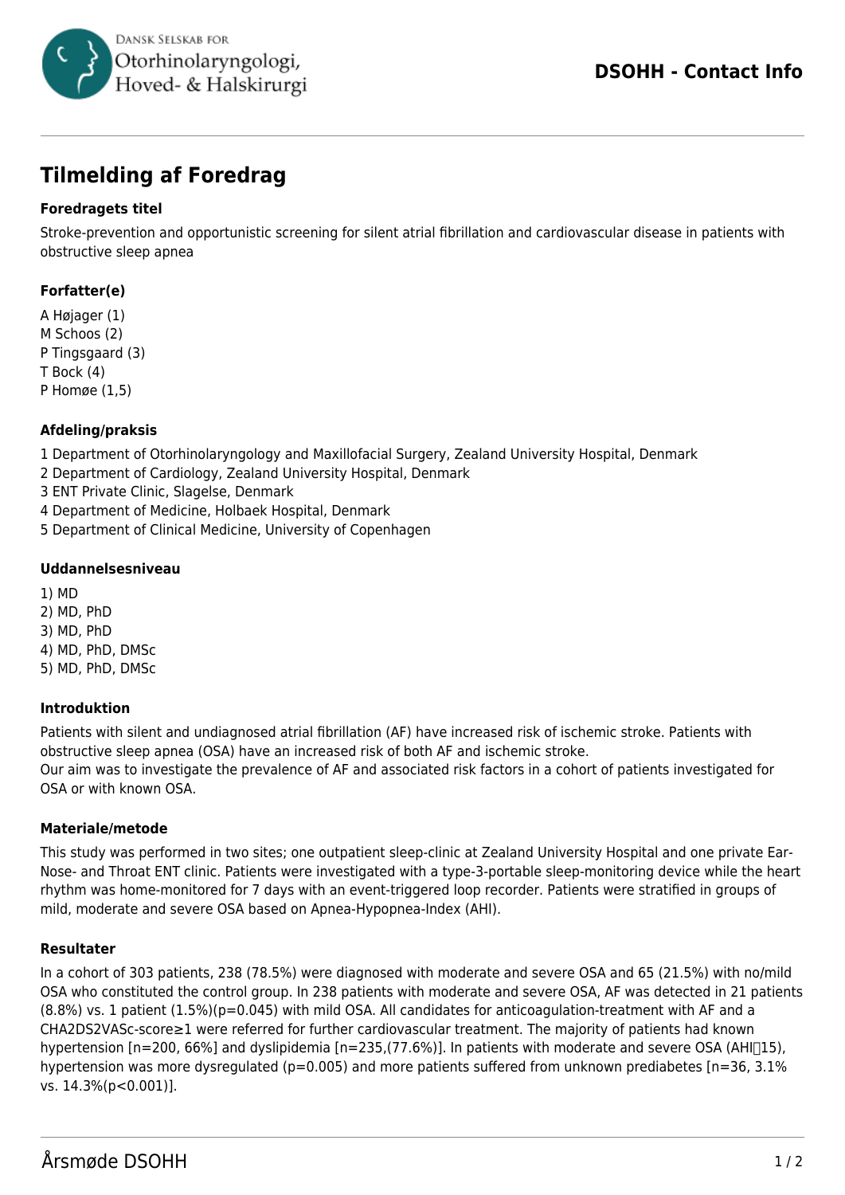# Tilmelding af Foredrag

### Foredragets titel

Stroke-prevention and opportunistic screening for silent atrial fibrillation and cardiovascular disease in patients with obstructive sleep apnea

### Forfatter(e)

A Højager (1)
M Schoos (2)
P Tingsgaard (3)
T Bock (4)
P Homøe (1,5)

### Afdeling/praksis

1 Department of Otorhinolaryngology and Maxillofacial Surgery, Zealand University Hospital, Denmark
2 Department of Cardiology, Zealand University Hospital, Denmark
3 ENT Private Clinic, Slagelse, Denmark
4 Department of Medicine, Holbaek Hospital, Denmark
5 Department of Clinical Medicine, University of Copenhagen

### Uddannelsesniveau

1) MD
2) MD, PhD
3) MD, PhD
4) MD, PhD, DMSc
5) MD, PhD, DMSc

### Introduktion

Patients with silent and undiagnosed atrial fibrillation (AF) have increased risk of ischemic stroke. Patients with obstructive sleep apnea (OSA) have an increased risk of both AF and ischemic stroke.
Our aim was to investigate the prevalence of AF and associated risk factors in a cohort of patients investigated for OSA or with known OSA.

### Materiale/metode

This study was performed in two sites; one outpatient sleep-clinic at Zealand University Hospital and one private Ear-Nose- and Throat ENT clinic. Patients were investigated with a type-3-portable sleep-monitoring device while the heart rhythm was home-monitored for 7 days with an event-triggered loop recorder. Patients were stratified in groups of mild, moderate and severe OSA based on Apnea-Hypopnea-Index (AHI).

### Resultater

In a cohort of 303 patients, 238 (78.5%) were diagnosed with moderate and severe OSA and 65 (21.5%) with no/mild OSA who constituted the control group. In 238 patients with moderate and severe OSA, AF was detected in 21 patients (8.8%) vs. 1 patient (1.5%)($p=0.045$) with mild OSA. All candidates for anticoagulation-treatment with AF and a CHA2DS2VASc-score≥1 were referred for further cardiovascular treatment. The majority of patients had known hypertension [n=200, 66%] and dyslipidemia [n=235,(77.6%)]. In patients with moderate and severe OSA (AHI≥15), hypertension was more dysregulated ($p=0.005$) and more patients suffered from unknown prediabetes [n=36, 3.1% vs. 14.3%($p<0.001$)].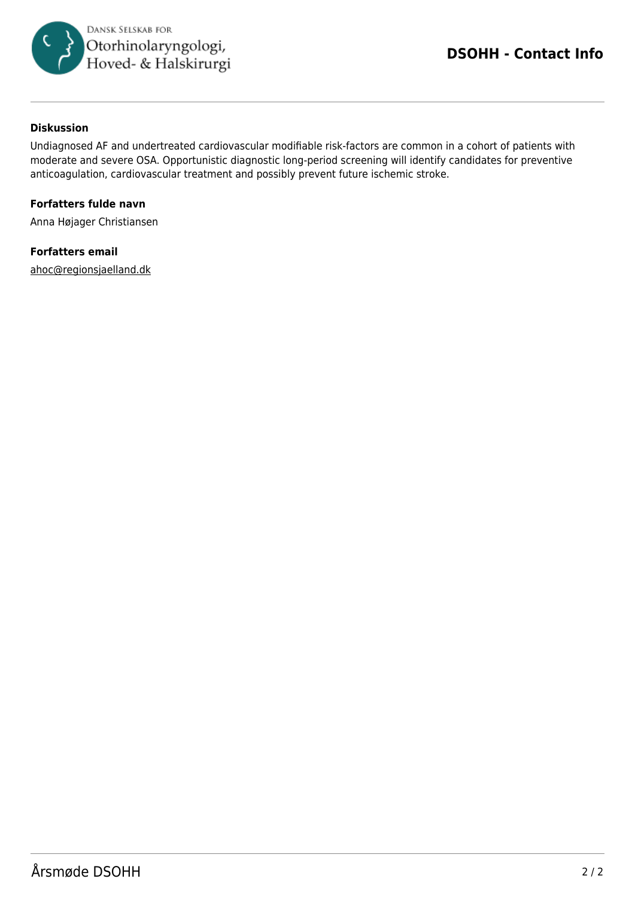**Diskussion**

Undiagnosed AF and undertreated cardiovascular modifiable risk-factors are common in a cohort of patients with moderate and severe OSA. Opportunistic diagnostic long-period screening will identify candidates for preventive anticoagulation, cardiovascular treatment and possibly prevent future ischemic stroke.

**Forfatters fulde navn**

Anna Højager Christiansen

**Forfatters email**

ahoc@regionsjaelland.dk